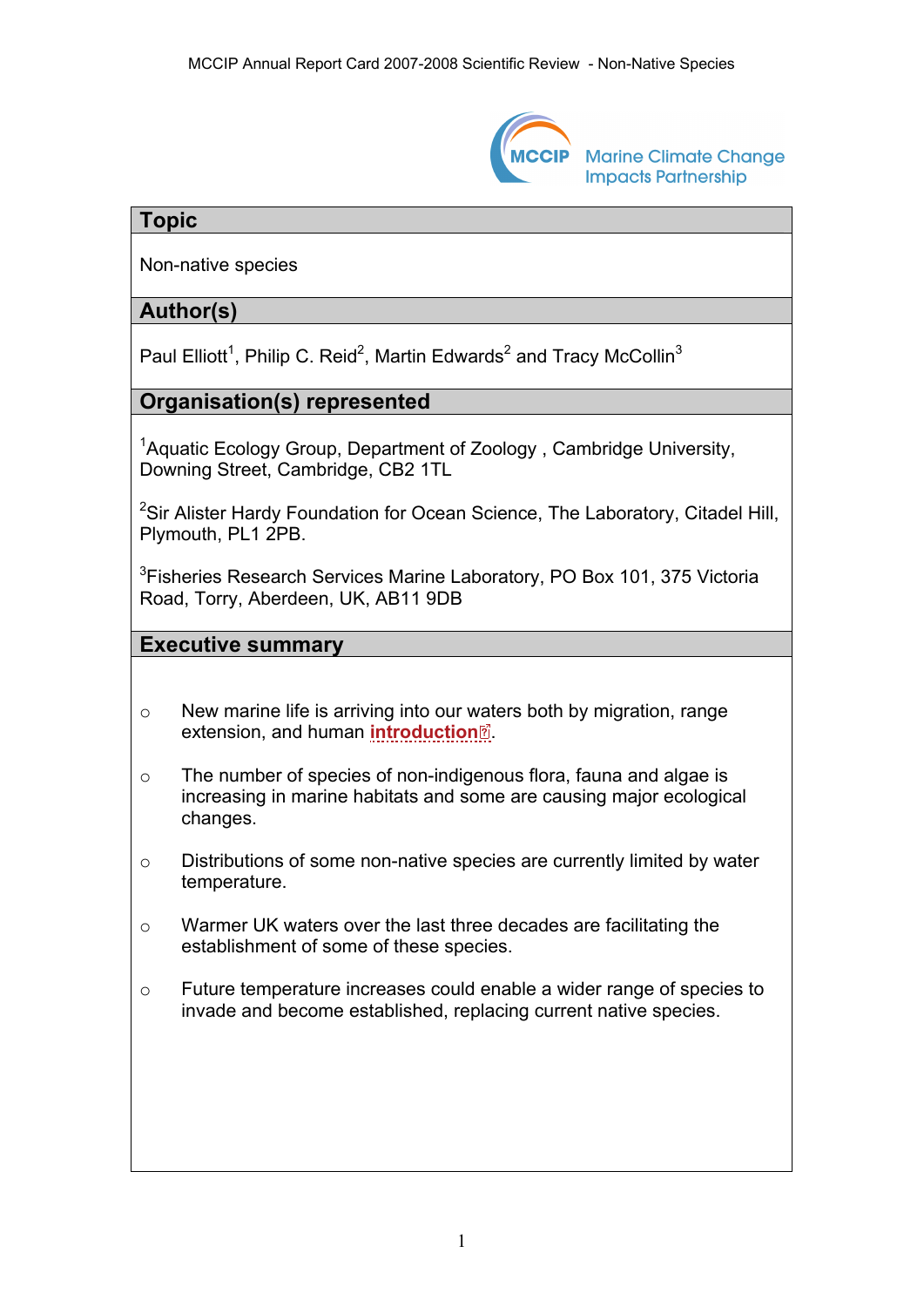# Topic

Non-native species

# Author(s)

Paul Elliott[1], Philip C. Reid[2], Martin Edwards[2] and Tracy McCollin[3]

# Organisation(s) represented

[1]Aquatic Ecology Group, Department of Zoology , Cambridge University, Downing Street, Cambridge, CB2 1TL

[2]Sir Alister Hardy Foundation for Ocean Science, The Laboratory, Citadel Hill, Plymouth, PL1 2PB.

[3]Fisheries Research Services Marine Laboratory, PO Box 101, 375 Victoria Road, Torry, Aberdeen, UK, AB11 9DB

# Executive summary

- New marine life is arriving into our waters both by migration, range extension, and human **introduction**.
- The number of species of non-indigenous flora, fauna and algae is increasing in marine habitats and some are causing major ecological changes.
- Distributions of some non-native species are currently limited by water temperature.
- Warmer UK waters over the last three decades are facilitating the establishment of some of these species.
- Future temperature increases could enable a wider range of species to invade and become established, replacing current native species.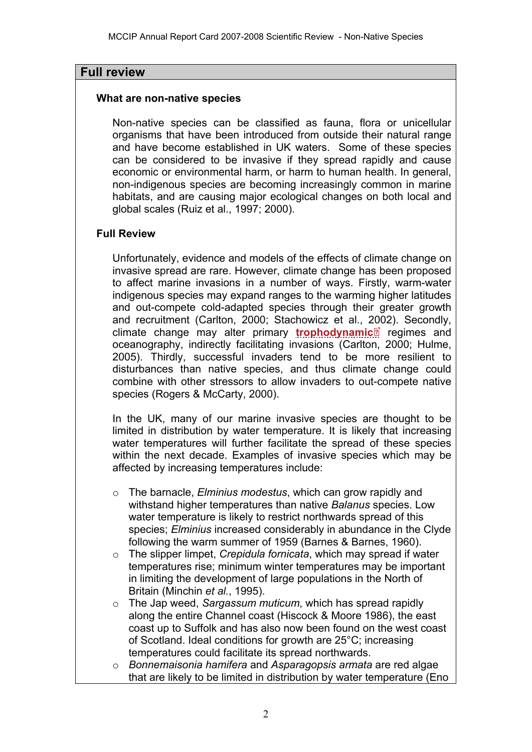## Full review

### What are non-native species

Non-native species can be classified as fauna, flora or unicellular organisms that have been introduced from outside their natural range and have become established in UK waters. Some of these species can be considered to be invasive if they spread rapidly and cause economic or environmental harm, or harm to human health. In general, non-indigenous species are becoming increasingly common in marine habitats, and are causing major ecological changes on both local and global scales (Ruiz et al., 1997; 2000).

### Full Review

Unfortunately, evidence and models of the effects of climate change on invasive spread are rare. However, climate change has been proposed to affect marine invasions in a number of ways. Firstly, warm-water indigenous species may expand ranges to the warming higher latitudes and out-compete cold-adapted species through their greater growth and recruitment (Carlton, 2000; Stachowicz et al., 2002). Secondly, climate change may alter primary **trophodynamic** regimes and oceanography, indirectly facilitating invasions (Carlton, 2000; Hulme, 2005). Thirdly, successful invaders tend to be more resilient to disturbances than native species, and thus climate change could combine with other stressors to allow invaders to out-compete native species (Rogers & McCarty, 2000).

In the UK, many of our marine invasive species are thought to be limited in distribution by water temperature. It is likely that increasing water temperatures will further facilitate the spread of these species within the next decade. Examples of invasive species which may be affected by increasing temperatures include:

- The barnacle, *Elminius modestus*, which can grow rapidly and withstand higher temperatures than native *Balanus* species. Low water temperature is likely to restrict northwards spread of this species; *Elminius* increased considerably in abundance in the Clyde following the warm summer of 1959 (Barnes & Barnes, 1960).
- The slipper limpet, *Crepidula fornicata*, which may spread if water temperatures rise; minimum winter temperatures may be important in limiting the development of large populations in the North of Britain (Minchin *et al.*, 1995).
- The Jap weed, *Sargassum muticum*, which has spread rapidly along the entire Channel coast (Hiscock & Moore 1986), the east coast up to Suffolk and has also now been found on the west coast of Scotland. Ideal conditions for growth are 25°C; increasing temperatures could facilitate its spread northwards.
- *Bonnemaisonia hamifera* and *Asparagopsis armata* are red algae that are likely to be limited in distribution by water temperature (Eno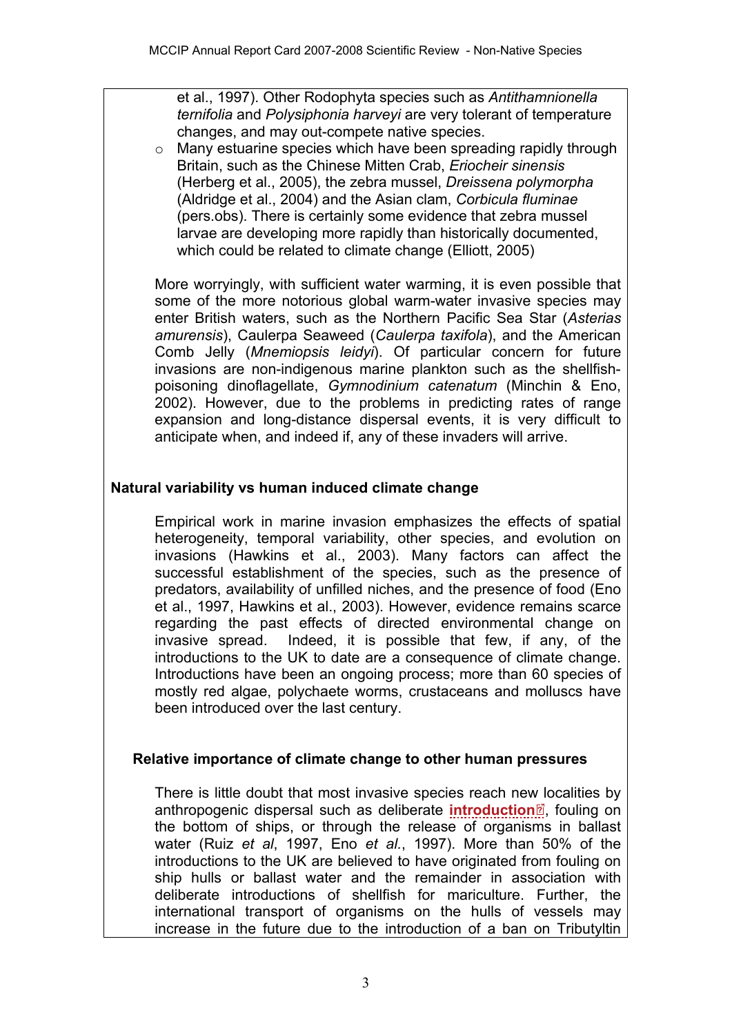et al., 1997). Other Rodophyta species such as *Antithamnionella ternifolia* and *Polysiphonia harveyi* are very tolerant of temperature changes, and may out-compete native species.

- Many estuarine species which have been spreading rapidly through Britain, such as the Chinese Mitten Crab, *Eriocheir sinensis* (Herberg et al., 2005), the zebra mussel, *Dreissena polymorpha* (Aldridge et al., 2004) and the Asian clam, *Corbicula fluminae* (pers.obs). There is certainly some evidence that zebra mussel larvae are developing more rapidly than historically documented, which could be related to climate change (Elliott, 2005)

More worryingly, with sufficient water warming, it is even possible that some of the more notorious global warm-water invasive species may enter British waters, such as the Northern Pacific Sea Star (*Asterias amurensis*), Caulerpa Seaweed (*Caulerpa taxifola*), and the American Comb Jelly (*Mnemiopsis leidyi*). Of particular concern for future invasions are non-indigenous marine plankton such as the shellfish-poisoning dinoflagellate, *Gymnodinium catenatum* (Minchin & Eno, 2002). However, due to the problems in predicting rates of range expansion and long-distance dispersal events, it is very difficult to anticipate when, and indeed if, any of these invaders will arrive.

## Natural variability vs human induced climate change

Empirical work in marine invasion emphasizes the effects of spatial heterogeneity, temporal variability, other species, and evolution on invasions (Hawkins et al., 2003). Many factors can affect the successful establishment of the species, such as the presence of predators, availability of unfilled niches, and the presence of food (Eno et al., 1997, Hawkins et al., 2003). However, evidence remains scarce regarding the past effects of directed environmental change on invasive spread. Indeed, it is possible that few, if any, of the introductions to the UK to date are a consequence of climate change. Introductions have been an ongoing process; more than 60 species of mostly red algae, polychaete worms, crustaceans and molluscs have been introduced over the last century.

## Relative importance of climate change to other human pressures

There is little doubt that most invasive species reach new localities by anthropogenic dispersal such as deliberate **introduction**, fouling on the bottom of ships, or through the release of organisms in ballast water (Ruiz *et al*, 1997, Eno *et al*., 1997). More than 50% of the introductions to the UK are believed to have originated from fouling on ship hulls or ballast water and the remainder in association with deliberate introductions of shellfish for mariculture. Further, the international transport of organisms on the hulls of vessels may increase in the future due to the introduction of a ban on Tributyltin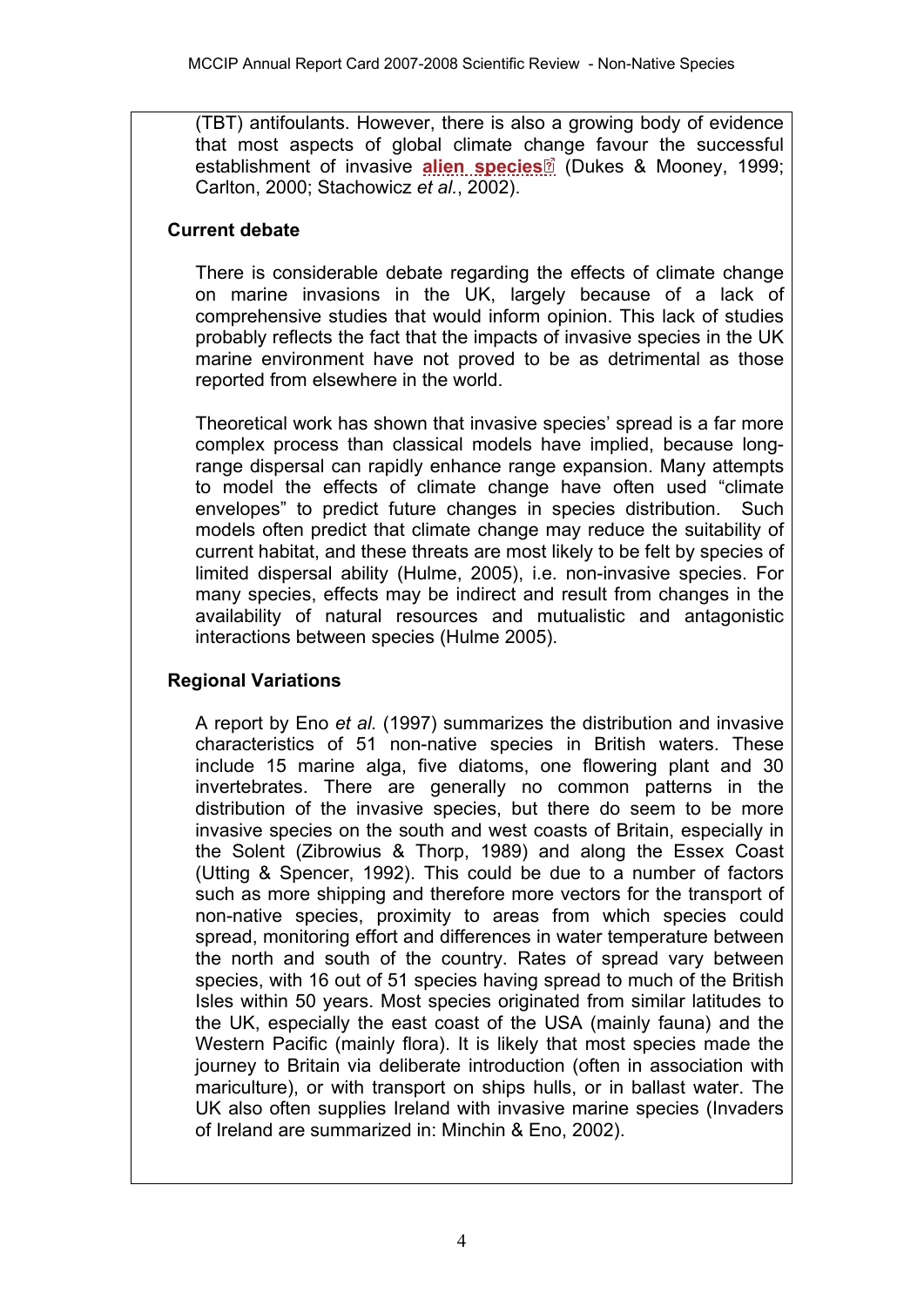(TBT) antifoulants. However, there is also a growing body of evidence that most aspects of global climate change favour the successful establishment of invasive **alien species** (Dukes & Mooney, 1999; Carlton, 2000; Stachowicz *et al.*, 2002).

## Current debate

There is considerable debate regarding the effects of climate change on marine invasions in the UK, largely because of a lack of comprehensive studies that would inform opinion. This lack of studies probably reflects the fact that the impacts of invasive species in the UK marine environment have not proved to be as detrimental as those reported from elsewhere in the world.

Theoretical work has shown that invasive species' spread is a far more complex process than classical models have implied, because long-range dispersal can rapidly enhance range expansion. Many attempts to model the effects of climate change have often used "climate envelopes" to predict future changes in species distribution. Such models often predict that climate change may reduce the suitability of current habitat, and these threats are most likely to be felt by species of limited dispersal ability (Hulme, 2005), i.e. non-invasive species. For many species, effects may be indirect and result from changes in the availability of natural resources and mutualistic and antagonistic interactions between species (Hulme 2005).

## Regional Variations

A report by Eno *et al.* (1997) summarizes the distribution and invasive characteristics of 51 non-native species in British waters. These include 15 marine alga, five diatoms, one flowering plant and 30 invertebrates. There are generally no common patterns in the distribution of the invasive species, but there do seem to be more invasive species on the south and west coasts of Britain, especially in the Solent (Zibrowius & Thorp, 1989) and along the Essex Coast (Utting & Spencer, 1992). This could be due to a number of factors such as more shipping and therefore more vectors for the transport of non-native species, proximity to areas from which species could spread, monitoring effort and differences in water temperature between the north and south of the country. Rates of spread vary between species, with 16 out of 51 species having spread to much of the British Isles within 50 years. Most species originated from similar latitudes to the UK, especially the east coast of the USA (mainly fauna) and the Western Pacific (mainly flora). It is likely that most species made the journey to Britain via deliberate introduction (often in association with mariculture), or with transport on ships hulls, or in ballast water. The UK also often supplies Ireland with invasive marine species (Invaders of Ireland are summarized in: Minchin & Eno, 2002).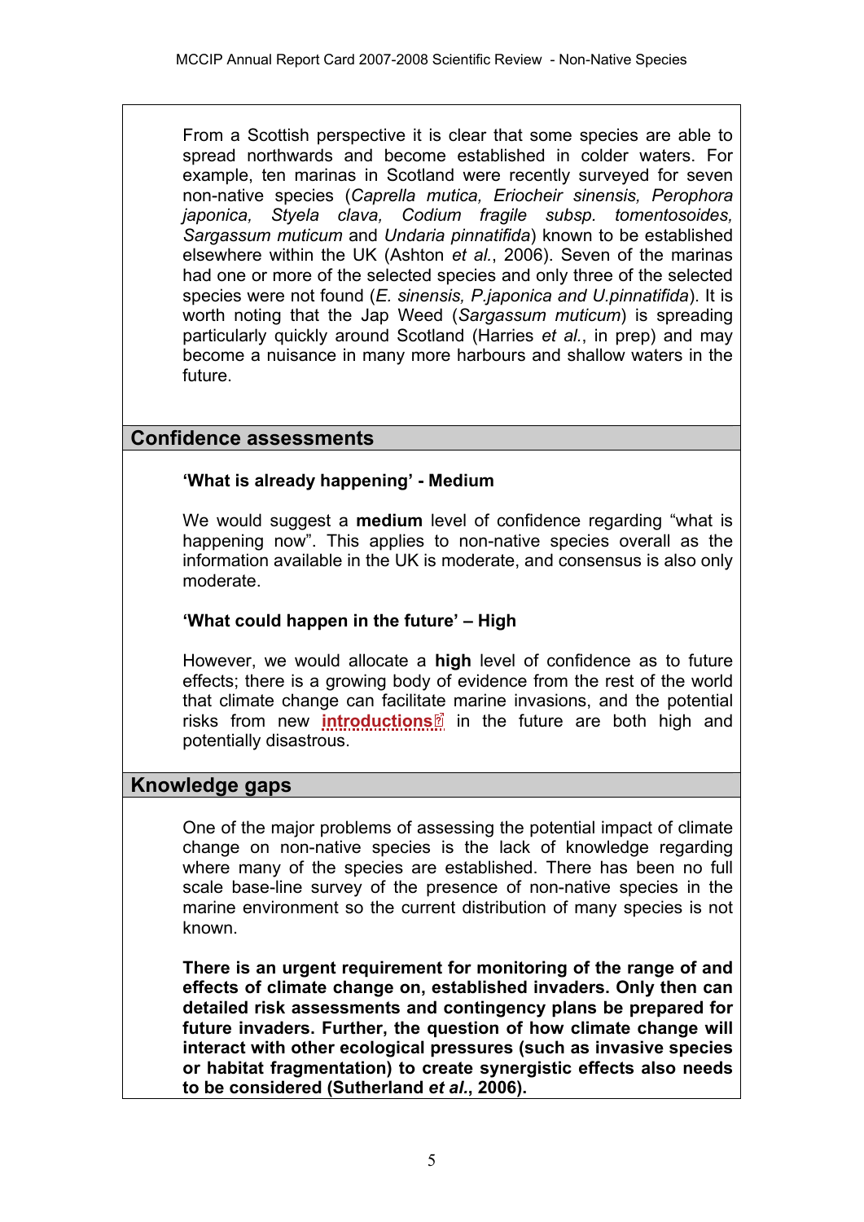From a Scottish perspective it is clear that some species are able to spread northwards and become established in colder waters. For example, ten marinas in Scotland were recently surveyed for seven non-native species (*Caprella mutica, Eriocheir sinensis, Perophora japonica, Styela clava, Codium fragile subsp. tomentosoides, Sargassum muticum* and *Undaria pinnatifida*) known to be established elsewhere within the UK (Ashton *et al.*, 2006). Seven of the marinas had one or more of the selected species and only three of the selected species were not found (*E. sinensis, P.japonica and U.pinnatifida*). It is worth noting that the Jap Weed (*Sargassum muticum*) is spreading particularly quickly around Scotland (Harries *et al.*, in prep) and may become a nuisance in many more harbours and shallow waters in the future.

## Confidence assessments

**'What is already happening' - Medium**

We would suggest a **medium** level of confidence regarding "what is happening now". This applies to non-native species overall as the information available in the UK is moderate, and consensus is also only moderate.

**'What could happen in the future' – High**

However, we would allocate a **high** level of confidence as to future effects; there is a growing body of evidence from the rest of the world that climate change can facilitate marine invasions, and the potential risks from new **introductions** in the future are both high and potentially disastrous.

## Knowledge gaps

One of the major problems of assessing the potential impact of climate change on non-native species is the lack of knowledge regarding where many of the species are established. There has been no full scale base-line survey of the presence of non-native species in the marine environment so the current distribution of many species is not known.

**There is an urgent requirement for monitoring of the range of and effects of climate change on, established invaders. Only then can detailed risk assessments and contingency plans be prepared for future invaders. Further, the question of how climate change will interact with other ecological pressures (such as invasive species or habitat fragmentation) to create synergistic effects also needs to be considered (Sutherland *et al.*, 2006).**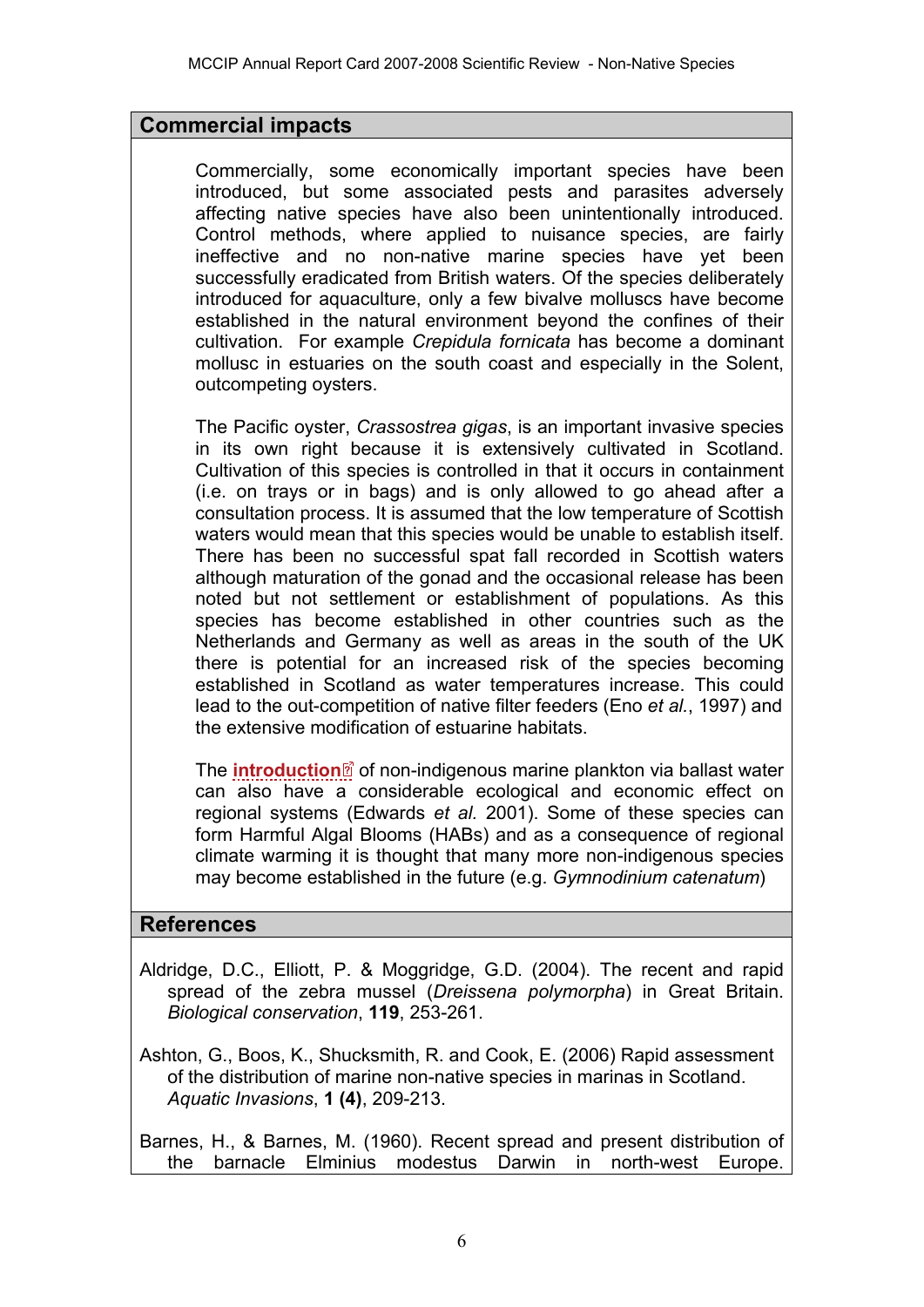## Commercial impacts

Commercially, some economically important species have been introduced, but some associated pests and parasites adversely affecting native species have also been unintentionally introduced. Control methods, where applied to nuisance species, are fairly ineffective and no non-native marine species have yet been successfully eradicated from British waters. Of the species deliberately introduced for aquaculture, only a few bivalve molluscs have become established in the natural environment beyond the confines of their cultivation. For example *Crepidula fornicata* has become a dominant mollusc in estuaries on the south coast and especially in the Solent, outcompeting oysters.

The Pacific oyster, *Crassostrea gigas*, is an important invasive species in its own right because it is extensively cultivated in Scotland. Cultivation of this species is controlled in that it occurs in containment (i.e. on trays or in bags) and is only allowed to go ahead after a consultation process. It is assumed that the low temperature of Scottish waters would mean that this species would be unable to establish itself. There has been no successful spat fall recorded in Scottish waters although maturation of the gonad and the occasional release has been noted but not settlement or establishment of populations. As this species has become established in other countries such as the Netherlands and Germany as well as areas in the south of the UK there is potential for an increased risk of the species becoming established in Scotland as water temperatures increase. This could lead to the out-competition of native filter feeders (Eno *et al.*, 1997) and the extensive modification of estuarine habitats.

The **introduction** of non-indigenous marine plankton via ballast water can also have a considerable ecological and economic effect on regional systems (Edwards *et al.* 2001). Some of these species can form Harmful Algal Blooms (HABs) and as a consequence of regional climate warming it is thought that many more non-indigenous species may become established in the future (e.g. *Gymnodinium catenatum*)

## References

Aldridge, D.C., Elliott, P. & Moggridge, G.D. (2004). The recent and rapid spread of the zebra mussel (*Dreissena polymorpha*) in Great Britain. *Biological conservation*, **119**, 253-261.

Ashton, G., Boos, K., Shucksmith, R. and Cook, E. (2006) Rapid assessment of the distribution of marine non-native species in marinas in Scotland. *Aquatic Invasions*, **1 (4)**, 209-213.

Barnes, H., & Barnes, M. (1960). Recent spread and present distribution of the barnacle Elminius modestus Darwin in north-west Europe.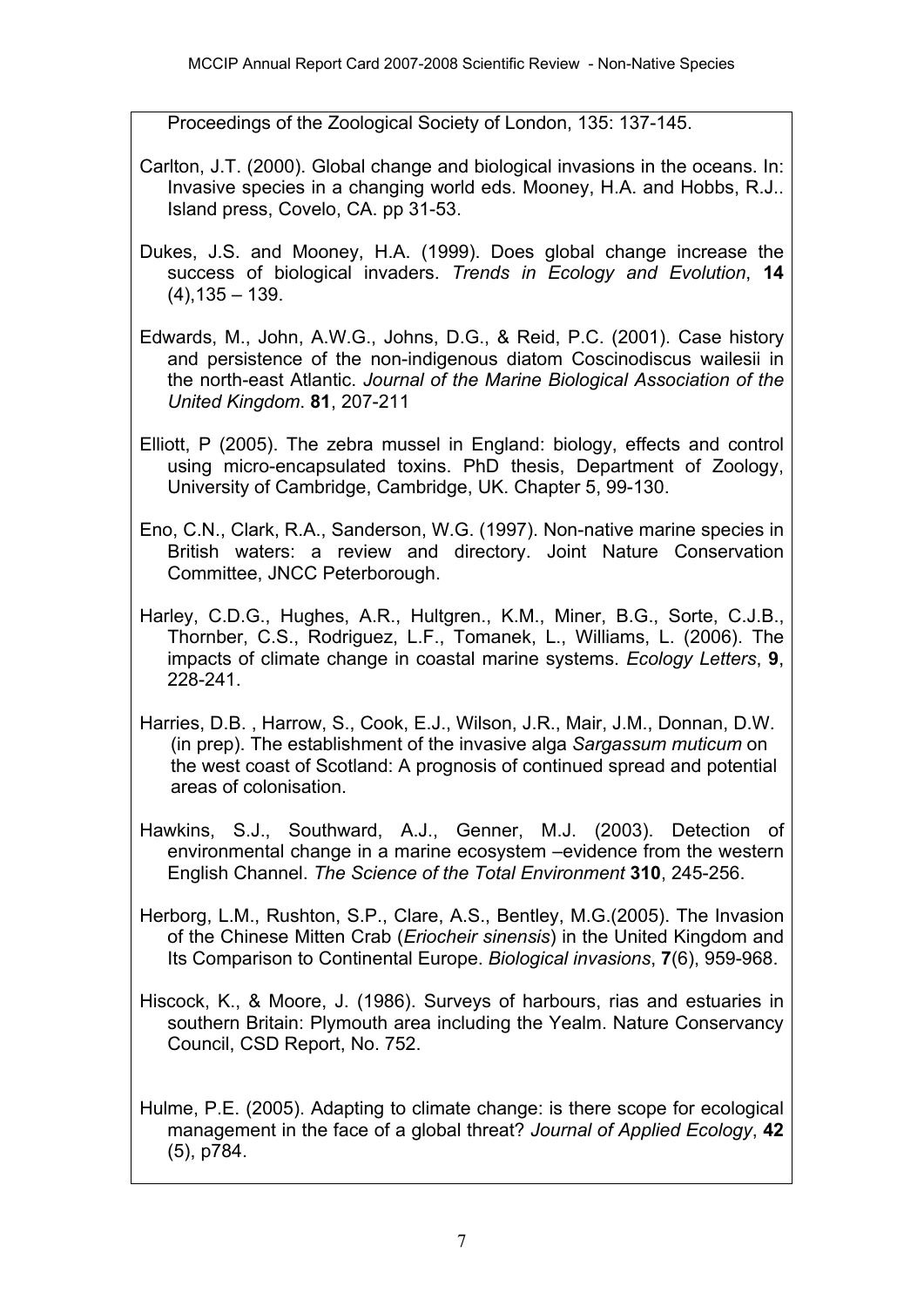Proceedings of the Zoological Society of London, 135: 137-145.

Carlton, J.T. (2000). Global change and biological invasions in the oceans. In: Invasive species in a changing world eds. Mooney, H.A. and Hobbs, R.J.. Island press, Covelo, CA. pp 31-53.

Dukes, J.S. and Mooney, H.A. (1999). Does global change increase the success of biological invaders. *Trends in Ecology and Evolution*, **14** (4),135 – 139.

Edwards, M., John, A.W.G., Johns, D.G., & Reid, P.C. (2001). Case history and persistence of the non-indigenous diatom Coscinodiscus wailesii in the north-east Atlantic. *Journal of the Marine Biological Association of the United Kingdom*. **81**, 207-211

Elliott, P (2005). The zebra mussel in England: biology, effects and control using micro-encapsulated toxins. PhD thesis, Department of Zoology, University of Cambridge, Cambridge, UK. Chapter 5, 99-130.

Eno, C.N., Clark, R.A., Sanderson, W.G. (1997). Non-native marine species in British waters: a review and directory. Joint Nature Conservation Committee, JNCC Peterborough.

Harley, C.D.G., Hughes, A.R., Hultgren., K.M., Miner, B.G., Sorte, C.J.B., Thornber, C.S., Rodriguez, L.F., Tomanek, L., Williams, L. (2006). The impacts of climate change in coastal marine systems. *Ecology Letters*, **9**, 228-241.

Harries, D.B. , Harrow, S., Cook, E.J., Wilson, J.R., Mair, J.M., Donnan, D.W. (in prep). The establishment of the invasive alga *Sargassum muticum* on the west coast of Scotland: A prognosis of continued spread and potential areas of colonisation.

Hawkins, S.J., Southward, A.J., Genner, M.J. (2003). Detection of environmental change in a marine ecosystem –evidence from the western English Channel. *The Science of the Total Environment* **310**, 245-256.

Herborg, L.M., Rushton, S.P., Clare, A.S., Bentley, M.G.(2005). The Invasion of the Chinese Mitten Crab (*Eriocheir sinensis*) in the United Kingdom and Its Comparison to Continental Europe. *Biological invasions*, **7**(6), 959-968.

Hiscock, K., & Moore, J. (1986). Surveys of harbours, rias and estuaries in southern Britain: Plymouth area including the Yealm. Nature Conservancy Council, CSD Report, No. 752.

Hulme, P.E. (2005). Adapting to climate change: is there scope for ecological management in the face of a global threat? *Journal of Applied Ecology*, **42** (5), p784.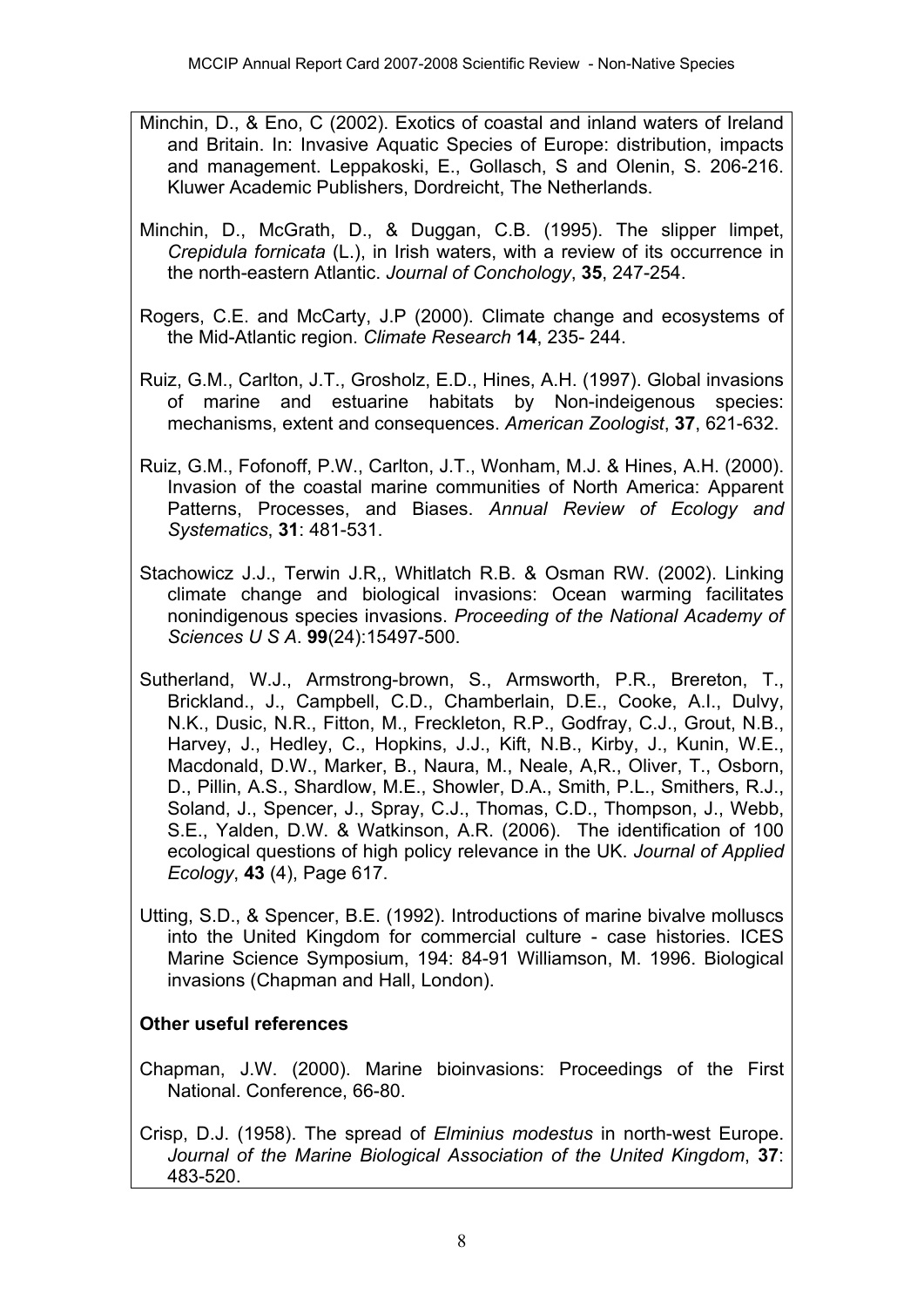Minchin, D., & Eno, C (2002). Exotics of coastal and inland waters of Ireland and Britain. In: Invasive Aquatic Species of Europe: distribution, impacts and management. Leppakoski, E., Gollasch, S and Olenin, S. 206-216. Kluwer Academic Publishers, Dordreicht, The Netherlands.

Minchin, D., McGrath, D., & Duggan, C.B. (1995). The slipper limpet, *Crepidula fornicata* (L.), in Irish waters, with a review of its occurrence in the north-eastern Atlantic. *Journal of Conchology*, **35**, 247-254.

Rogers, C.E. and McCarty, J.P (2000). Climate change and ecosystems of the Mid-Atlantic region. *Climate Research* **14**, 235- 244.

Ruiz, G.M., Carlton, J.T., Grosholz, E.D., Hines, A.H. (1997). Global invasions of marine and estuarine habitats by Non-indeigenous species: mechanisms, extent and consequences. *American Zoologist*, **37**, 621-632.

Ruiz, G.M., Fofonoff, P.W., Carlton, J.T., Wonham, M.J. & Hines, A.H. (2000). Invasion of the coastal marine communities of North America: Apparent Patterns, Processes, and Biases. *Annual Review of Ecology and Systematics*, **31**: 481-531.

Stachowicz J.J., Terwin J.R,, Whitlatch R.B. & Osman RW. (2002). Linking climate change and biological invasions: Ocean warming facilitates nonindigenous species invasions. *Proceeding of the National Academy of Sciences U S A*. **99**(24):15497-500.

Sutherland, W.J., Armstrong-brown, S., Armsworth, P.R., Brereton, T., Brickland., J., Campbell, C.D., Chamberlain, D.E., Cooke, A.I., Dulvy, N.K., Dusic, N.R., Fitton, M., Freckleton, R.P., Godfray, C.J., Grout, N.B., Harvey, J., Hedley, C., Hopkins, J.J., Kift, N.B., Kirby, J., Kunin, W.E., Macdonald, D.W., Marker, B., Naura, M., Neale, A,R., Oliver, T., Osborn, D., Pillin, A.S., Shardlow, M.E., Showler, D.A., Smith, P.L., Smithers, R.J., Soland, J., Spencer, J., Spray, C.J., Thomas, C.D., Thompson, J., Webb, S.E., Yalden, D.W. & Watkinson, A.R. (2006). The identification of 100 ecological questions of high policy relevance in the UK. *Journal of Applied Ecology*, **43** (4), Page 617.

Utting, S.D., & Spencer, B.E. (1992). Introductions of marine bivalve molluscs into the United Kingdom for commercial culture - case histories. ICES Marine Science Symposium, 194: 84-91 Williamson, M. 1996. Biological invasions (Chapman and Hall, London).

**Other useful references**

Chapman, J.W. (2000). Marine bioinvasions: Proceedings of the First National. Conference, 66-80.

Crisp, D.J. (1958). The spread of *Elminius modestus* in north-west Europe. *Journal of the Marine Biological Association of the United Kingdom*, **37**: 483-520.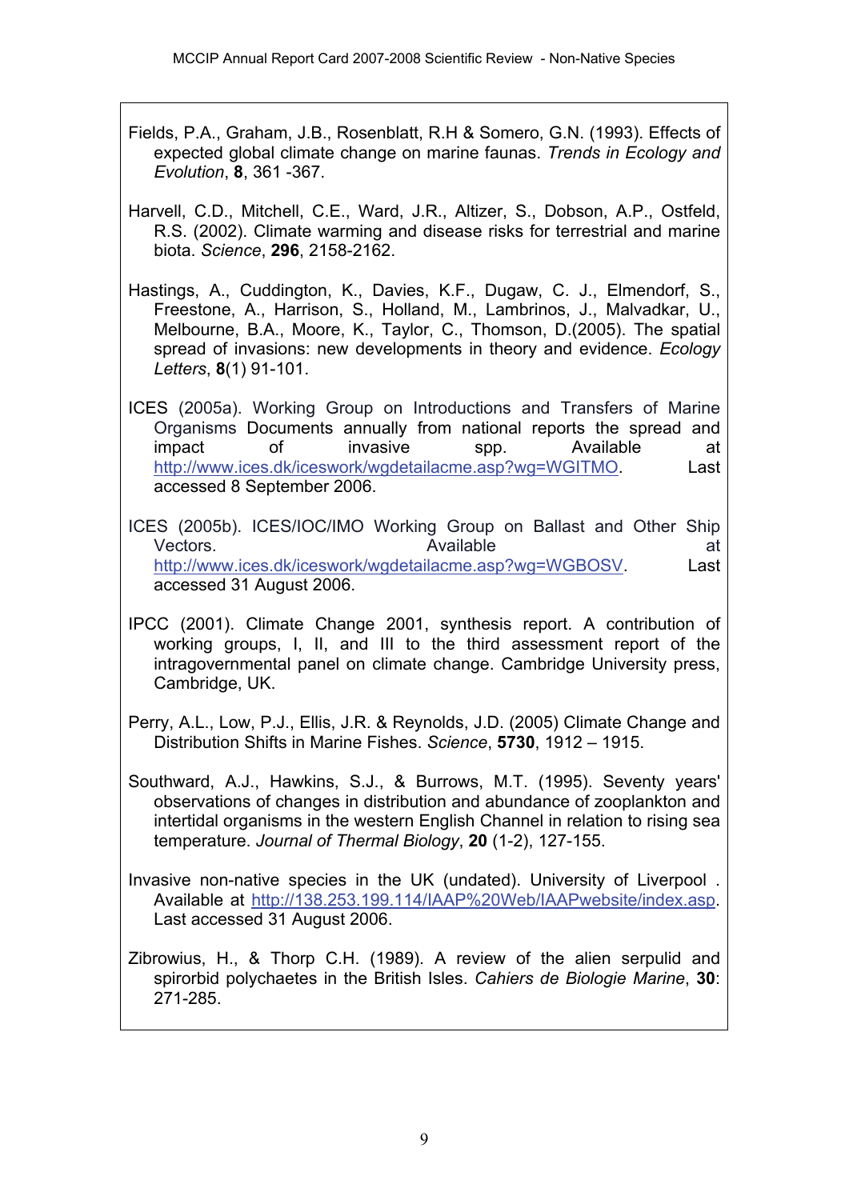Fields, P.A., Graham, J.B., Rosenblatt, R.H & Somero, G.N. (1993). Effects of expected global climate change on marine faunas. *Trends in Ecology and Evolution*, **8**, 361 -367.

Harvell, C.D., Mitchell, C.E., Ward, J.R., Altizer, S., Dobson, A.P., Ostfeld, R.S. (2002). Climate warming and disease risks for terrestrial and marine biota. *Science*, **296**, 2158-2162.

Hastings, A., Cuddington, K., Davies, K.F., Dugaw, C. J., Elmendorf, S., Freestone, A., Harrison, S., Holland, M., Lambrinos, J., Malvadkar, U., Melbourne, B.A., Moore, K., Taylor, C., Thomson, D.(2005). The spatial spread of invasions: new developments in theory and evidence. *Ecology Letters*, **8**(1) 91-101.

ICES (2005a). Working Group on Introductions and Transfers of Marine Organisms Documents annually from national reports the spread and impact of invasive spp. Available at http://www.ices.dk/iceswork/wgdetailacme.asp?wg=WGITMO. Last accessed 8 September 2006.

ICES (2005b). ICES/IOC/IMO Working Group on Ballast and Other Ship Vectors. Available at http://www.ices.dk/iceswork/wgdetailacme.asp?wg=WGBOSV. Last accessed 31 August 2006.

IPCC (2001). Climate Change 2001, synthesis report. A contribution of working groups, I, II, and III to the third assessment report of the intragovernmental panel on climate change. Cambridge University press, Cambridge, UK.

Perry, A.L., Low, P.J., Ellis, J.R. & Reynolds, J.D. (2005) Climate Change and Distribution Shifts in Marine Fishes. *Science*, **5730**, 1912 – 1915.

Southward, A.J., Hawkins, S.J., & Burrows, M.T. (1995). Seventy years' observations of changes in distribution and abundance of zooplankton and intertidal organisms in the western English Channel in relation to rising sea temperature. *Journal of Thermal Biology*, **20** (1-2), 127-155.

Invasive non-native species in the UK (undated). University of Liverpool . Available at http://138.253.199.114/IAAP%20Web/IAAPwebsite/index.asp. Last accessed 31 August 2006.

Zibrowius, H., & Thorp C.H. (1989). A review of the alien serpulid and spirorbid polychaetes in the British Isles. *Cahiers de Biologie Marine*, **30**: 271-285.